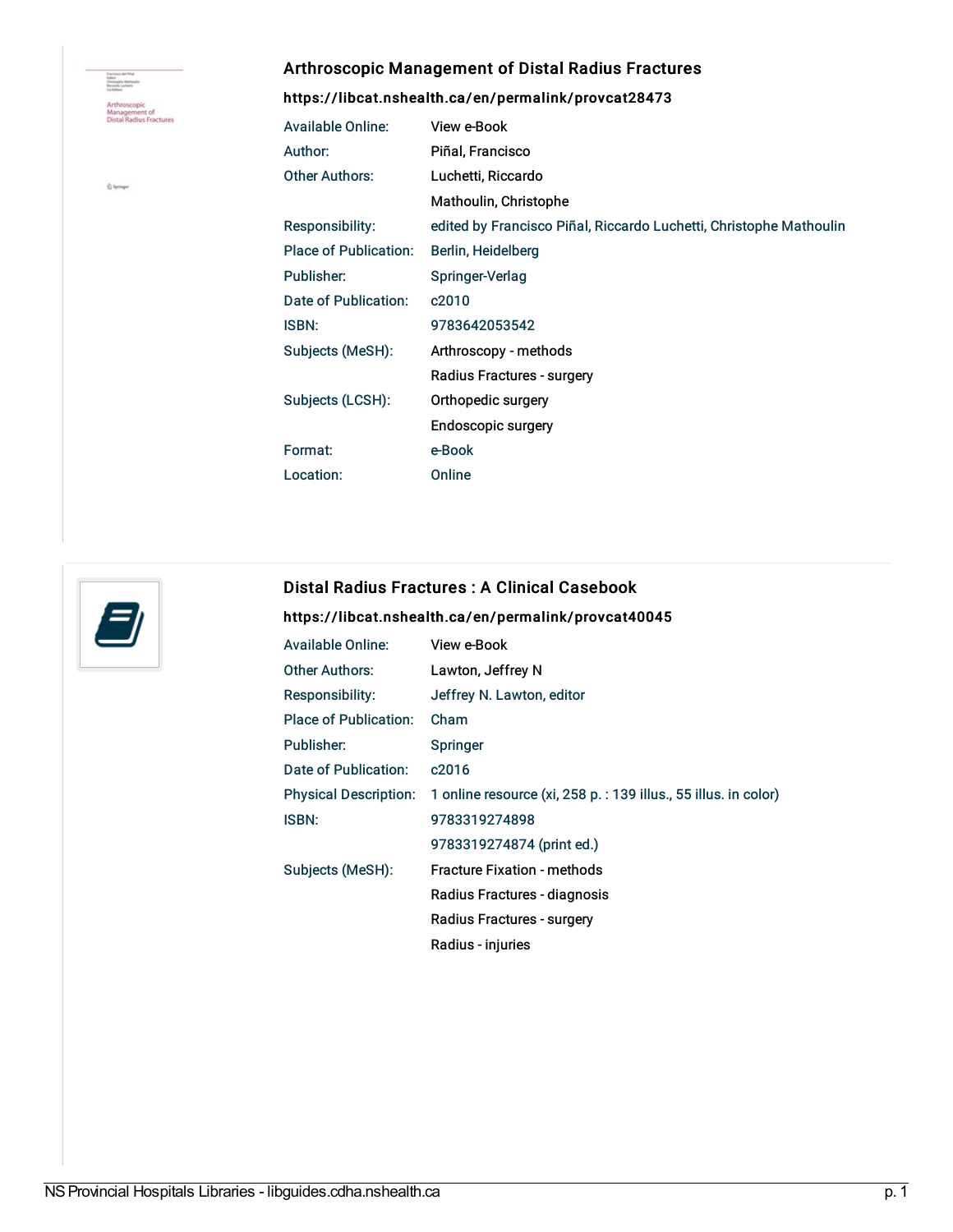## Arthroscopic Management of Distal Radius Fractures

**https://libcat.nshealth.ca/en/permalink/provcat28473**

| | |
|---|---|
| Available Online: | View e-Book |
| Author: | Piñal, Francisco |
| Other Authors: | Luchetti, Riccardo |
| | Mathoulin, Christophe |
| Responsibility: | edited by Francisco Piñal, Riccardo Luchetti, Christophe Mathoulin |
| Place of Publication: | Berlin, Heidelberg |
| Publisher: | Springer-Verlag |
| Date of Publication: | c2010 |
| ISBN: | 9783642053542 |
| Subjects (MeSH): | Arthroscopy - methods |
| | Radius Fractures - surgery |
| Subjects (LCSH): | Orthopedic surgery |
| | Endoscopic surgery |
| Format: | e-Book |
| Location: | Online |

## Distal Radius Fractures : A Clinical Casebook

**https://libcat.nshealth.ca/en/permalink/provcat40045**

| | |
|---|---|
| Available Online: | View e-Book |
| Other Authors: | Lawton, Jeffrey N |
| Responsibility: | Jeffrey N. Lawton, editor |
| Place of Publication: | Cham |
| Publisher: | Springer |
| Date of Publication: | c2016 |
| Physical Description: | 1 online resource (xi, 258 p. : 139 illus., 55 illus. in color) |
| ISBN: | 9783319274898 |
| | 9783319274874 (print ed.) |
| Subjects (MeSH): | Fracture Fixation - methods |
| | Radius Fractures - diagnosis |
| | Radius Fractures - surgery |
| | Radius - injuries |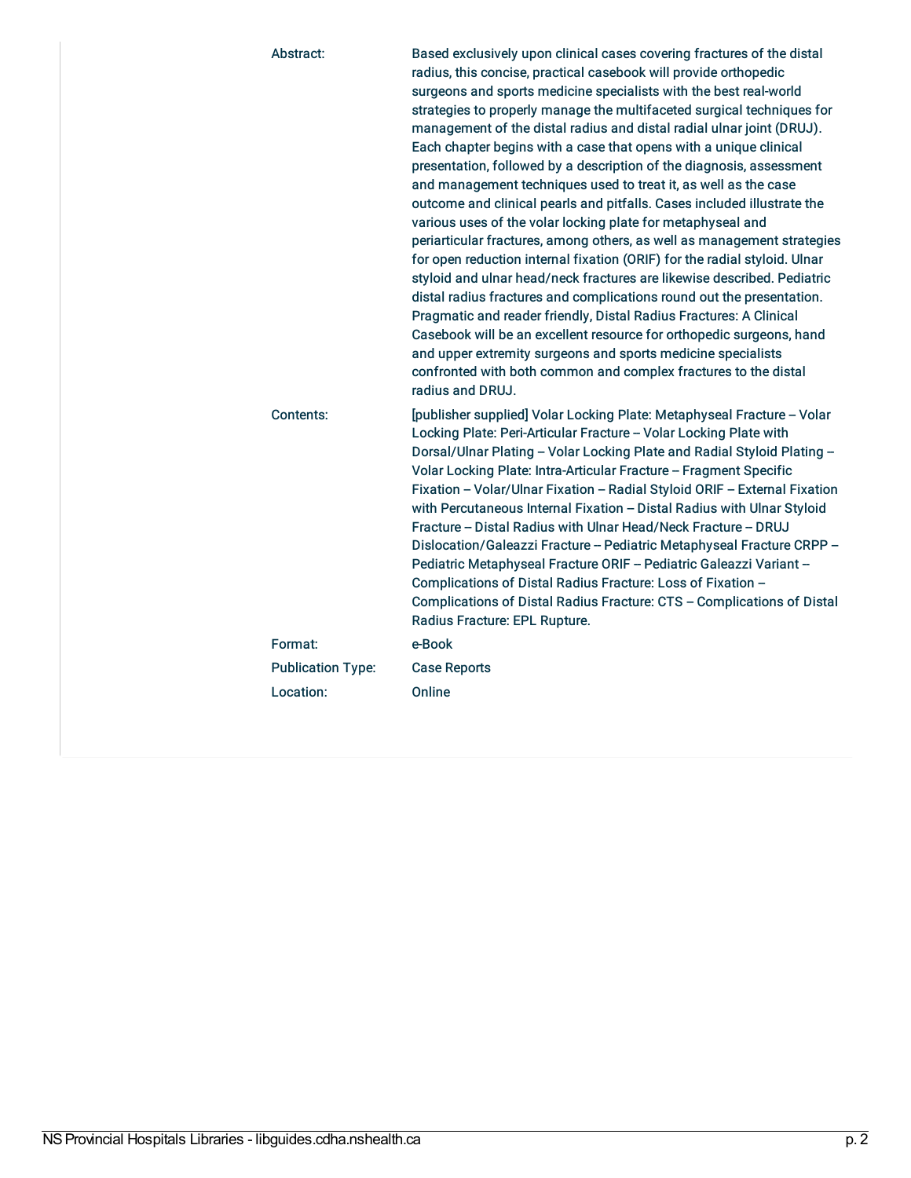| | |
|---|---|
| Abstract: | Based exclusively upon clinical cases covering fractures of the distal radius, this concise, practical casebook will provide orthopedic surgeons and sports medicine specialists with the best real-world strategies to properly manage the multifaceted surgical techniques for management of the distal radius and distal radial ulnar joint (DRUJ). Each chapter begins with a case that opens with a unique clinical presentation, followed by a description of the diagnosis, assessment and management techniques used to treat it, as well as the case outcome and clinical pearls and pitfalls. Cases included illustrate the various uses of the volar locking plate for metaphyseal and periarticular fractures, among others, as well as management strategies for open reduction internal fixation (ORIF) for the radial styloid. Ulnar styloid and ulnar head/neck fractures are likewise described. Pediatric distal radius fractures and complications round out the presentation. Pragmatic and reader friendly, Distal Radius Fractures: A Clinical Casebook will be an excellent resource for orthopedic surgeons, hand and upper extremity surgeons and sports medicine specialists confronted with both common and complex fractures to the distal radius and DRUJ. |
| Contents: | [publisher supplied] Volar Locking Plate: Metaphyseal Fracture -- Volar Locking Plate: Peri-Articular Fracture -- Volar Locking Plate with Dorsal/Ulnar Plating -- Volar Locking Plate and Radial Styloid Plating -- Volar Locking Plate: Intra-Articular Fracture -- Fragment Specific Fixation -- Volar/Ulnar Fixation -- Radial Styloid ORIF -- External Fixation with Percutaneous Internal Fixation -- Distal Radius with Ulnar Styloid Fracture -- Distal Radius with Ulnar Head/Neck Fracture -- DRUJ Dislocation/Galeazzi Fracture -- Pediatric Metaphyseal Fracture CRPP -- Pediatric Metaphyseal Fracture ORIF -- Pediatric Galeazzi Variant -- Complications of Distal Radius Fracture: Loss of Fixation -- Complications of Distal Radius Fracture: CTS -- Complications of Distal Radius Fracture: EPL Rupture. |
| Format: | e-Book |
| Publication Type: | Case Reports |
| Location: | Online |